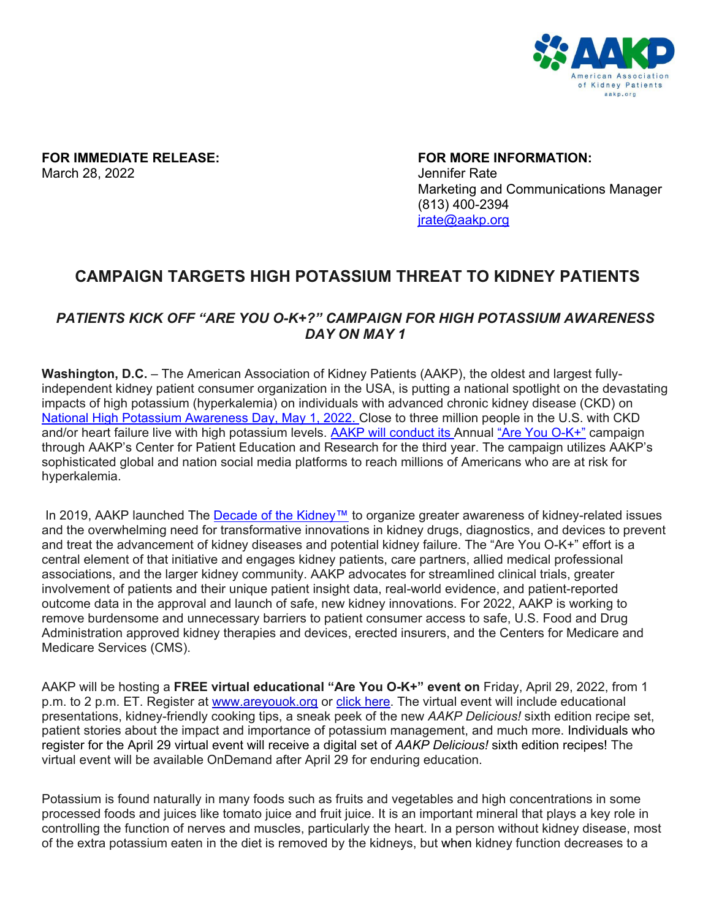AAKP

American Association of Kidney Patients

aakp.org

**FOR IMMEDIATE RELEASE:**
March 28, 2022

**FOR MORE INFORMATION:**
Jennifer Rate
Marketing and Communications Manager
(813) 400-2394
jrate@aakp.org

# CAMPAIGN TARGETS HIGH POTASSIUM THREAT TO KIDNEY PATIENTS

## *PATIENTS KICK OFF "ARE YOU O-K+?" CAMPAIGN FOR HIGH POTASSIUM AWARENESS DAY ON MAY 1*

**Washington, D.C.** – The American Association of Kidney Patients (AAKP), the oldest and largest fully-independent kidney patient consumer organization in the USA, is putting a national spotlight on the devastating impacts of high potassium (hyperkalemia) on individuals with advanced chronic kidney disease (CKD) on National High Potassium Awareness Day, May 1, 2022. Close to three million people in the U.S. with CKD and/or heart failure live with high potassium levels. AAKP will conduct its Annual "Are You O-K+" campaign through AAKP's Center for Patient Education and Research for the third year. The campaign utilizes AAKP's sophisticated global and nation social media platforms to reach millions of Americans who are at risk for hyperkalemia.

In 2019, AAKP launched The Decade of the Kidney™ to organize greater awareness of kidney-related issues and the overwhelming need for transformative innovations in kidney drugs, diagnostics, and devices to prevent and treat the advancement of kidney diseases and potential kidney failure. The "Are You O-K+" effort is a central element of that initiative and engages kidney patients, care partners, allied medical professional associations, and the larger kidney community. AAKP advocates for streamlined clinical trials, greater involvement of patients and their unique patient insight data, real-world evidence, and patient-reported outcome data in the approval and launch of safe, new kidney innovations. For 2022, AAKP is working to remove burdensome and unnecessary barriers to patient consumer access to safe, U.S. Food and Drug Administration approved kidney therapies and devices, erected insurers, and the Centers for Medicare and Medicare Services (CMS).

AAKP will be hosting a **FREE virtual educational "Are You O-K+" event on** Friday, April 29, 2022, from 1 p.m. to 2 p.m. ET. Register at www.areyouok.org or click here. The virtual event will include educational presentations, kidney-friendly cooking tips, a sneak peek of the new *AAKP Delicious!* sixth edition recipe set, patient stories about the impact and importance of potassium management, and much more. Individuals who register for the April 29 virtual event will receive a digital set of *AAKP Delicious!* sixth edition recipes! The virtual event will be available OnDemand after April 29 for enduring education.

Potassium is found naturally in many foods such as fruits and vegetables and high concentrations in some processed foods and juices like tomato juice and fruit juice. It is an important mineral that plays a key role in controlling the function of nerves and muscles, particularly the heart. In a person without kidney disease, most of the extra potassium eaten in the diet is removed by the kidneys, but when kidney function decreases to a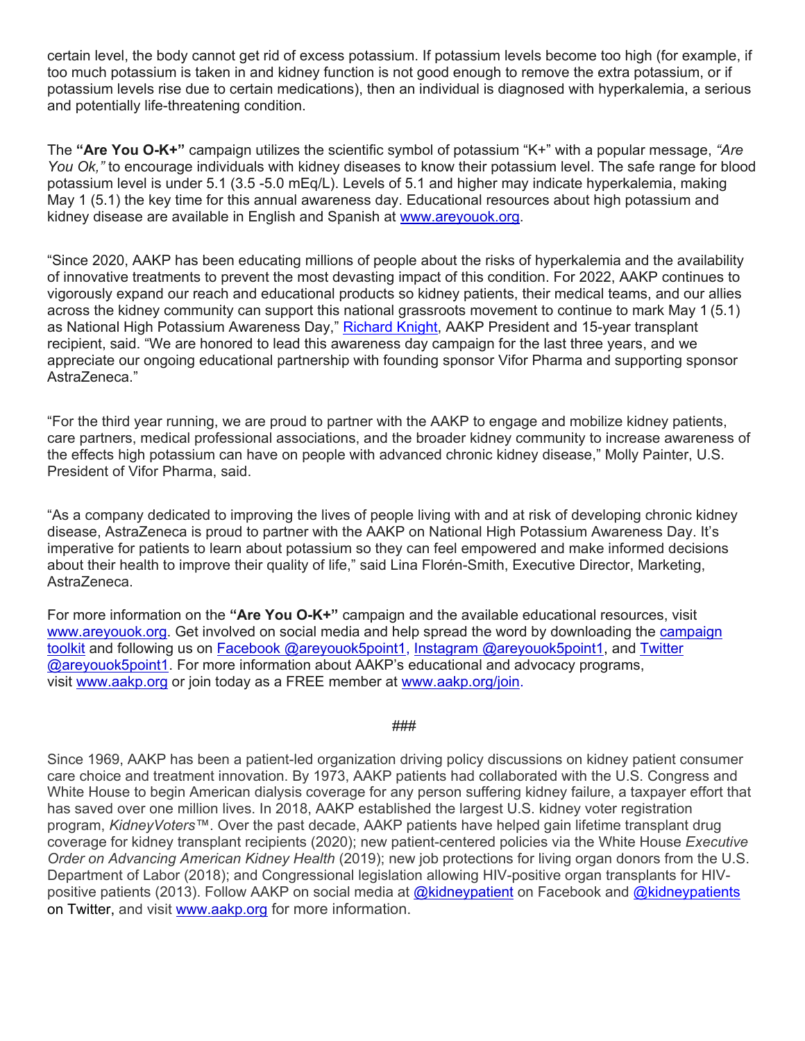certain level, the body cannot get rid of excess potassium. If potassium levels become too high (for example, if too much potassium is taken in and kidney function is not good enough to remove the extra potassium, or if potassium levels rise due to certain medications), then an individual is diagnosed with hyperkalemia, a serious and potentially life-threatening condition.

The **"Are You O-K+"** campaign utilizes the scientific symbol of potassium "K+" with a popular message, *"Are You Ok,"* to encourage individuals with kidney diseases to know their potassium level. The safe range for blood potassium level is under 5.1 (3.5 -5.0 mEq/L). Levels of 5.1 and higher may indicate hyperkalemia, making May 1 (5.1) the key time for this annual awareness day. Educational resources about high potassium and kidney disease are available in English and Spanish at [www.areyouok.org](www.areyouok.org).

"Since 2020, AAKP has been educating millions of people about the risks of hyperkalemia and the availability of innovative treatments to prevent the most devasting impact of this condition. For 2022, AAKP continues to vigorously expand our reach and educational products so kidney patients, their medical teams, and our allies across the kidney community can support this national grassroots movement to continue to mark May 1 (5.1) as National High Potassium Awareness Day," Richard Knight, AAKP President and 15-year transplant recipient, said. "We are honored to lead this awareness day campaign for the last three years, and we appreciate our ongoing educational partnership with founding sponsor Vifor Pharma and supporting sponsor AstraZeneca."

"For the third year running, we are proud to partner with the AAKP to engage and mobilize kidney patients, care partners, medical professional associations, and the broader kidney community to increase awareness of the effects high potassium can have on people with advanced chronic kidney disease," Molly Painter, U.S. President of Vifor Pharma, said.

"As a company dedicated to improving the lives of people living with and at risk of developing chronic kidney disease, AstraZeneca is proud to partner with the AAKP on National High Potassium Awareness Day. It's imperative for patients to learn about potassium so they can feel empowered and make informed decisions about their health to improve their quality of life," said Lina Florén-Smith, Executive Director, Marketing, AstraZeneca.

For more information on the **"Are You O-K+"** campaign and the available educational resources, visit www.areyouok.org. Get involved on social media and help spread the word by downloading the campaign toolkit and following us on Facebook @areyouok5point1, Instagram @areyouok5point1, and Twitter @areyouok5point1. For more information about AAKP's educational and advocacy programs, visit www.aakp.org or join today as a FREE member at www.aakp.org/join.

###

Since 1969, AAKP has been a patient-led organization driving policy discussions on kidney patient consumer care choice and treatment innovation. By 1973, AAKP patients had collaborated with the U.S. Congress and White House to begin American dialysis coverage for any person suffering kidney failure, a taxpayer effort that has saved over one million lives. In 2018, AAKP established the largest U.S. kidney voter registration program, *KidneyVoters*™. Over the past decade, AAKP patients have helped gain lifetime transplant drug coverage for kidney transplant recipients (2020); new patient-centered policies via the White House *Executive Order on Advancing American Kidney Health* (2019); new job protections for living organ donors from the U.S. Department of Labor (2018); and Congressional legislation allowing HIV-positive organ transplants for HIV-positive patients (2013). Follow AAKP on social media at @kidneypatient on Facebook and @kidneypatients on Twitter, and visit www.aakp.org for more information.